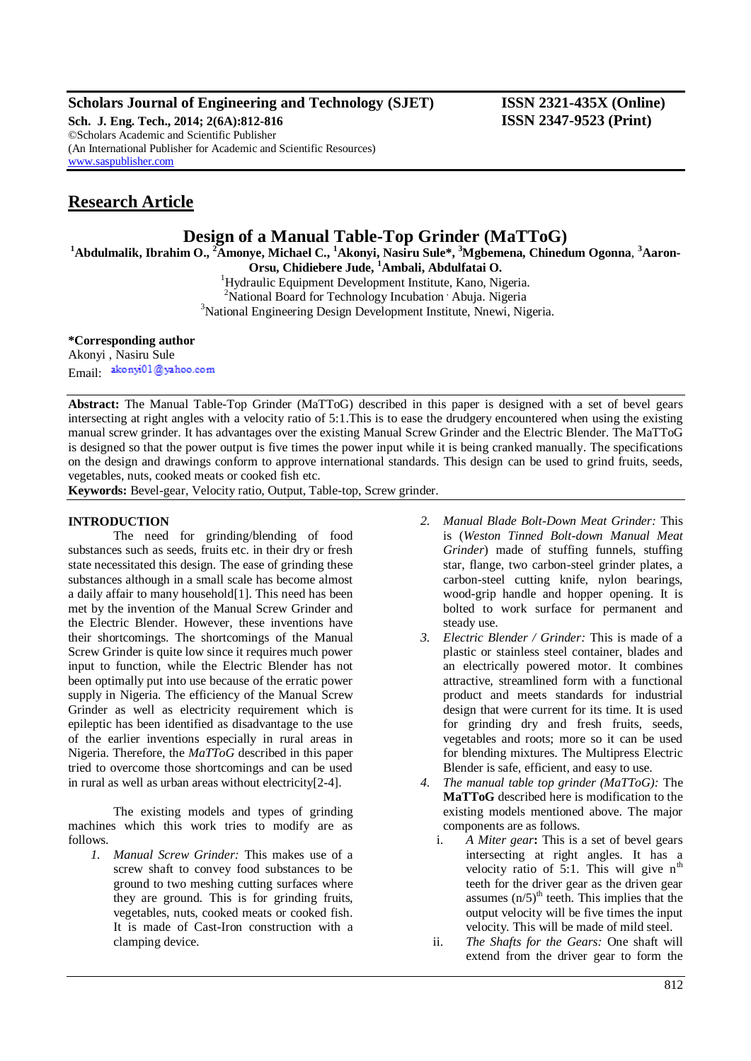**Scholars Journal of Engineering and Technology (SJET)** **ISSN 2321-435X (Online)**
**Sch. J. Eng. Tech., 2014; 2(6A):812-816** **ISSN 2347-9523 (Print)**
©Scholars Academic and Scientific Publisher
(An International Publisher for Academic and Scientific Resources)
www.saspublisher.com

## Research Article

# Design of a Manual Table-Top Grinder (MaTToG)

**[1]Abdulmalik, Ibrahim O., [2]Amonye, Michael C., [1]Akonyi, Nasiru Sule\*, [3]Mgbemena, Chinedum Ogonna, [3]Aaron-Orsu, Chidiebere Jude, [1]Ambali, Abdulfatai O.**

[1]Hydraulic Equipment Development Institute, Kano, Nigeria.
[2]National Board for Technology Incubation, Abuja. Nigeria
[3]National Engineering Design Development Institute, Nnewi, Nigeria.

**\*Corresponding author**
Akonyi , Nasiru Sule
Email: akonyi01@yahoo.com

**Abstract:** The Manual Table-Top Grinder (MaTToG) described in this paper is designed with a set of bevel gears intersecting at right angles with a velocity ratio of 5:1.This is to ease the drudgery encountered when using the existing manual screw grinder. It has advantages over the existing Manual Screw Grinder and the Electric Blender. The MaTToG is designed so that the power output is five times the power input while it is being cranked manually. The specifications on the design and drawings conform to approve international standards. This design can be used to grind fruits, seeds, vegetables, nuts, cooked meats or cooked fish etc.

**Keywords:** Bevel-gear, Velocity ratio, Output, Table-top, Screw grinder.

## INTRODUCTION

The need for grinding/blending of food substances such as seeds, fruits etc. in their dry or fresh state necessitated this design. The ease of grinding these substances although in a small scale has become almost a daily affair to many household[1]. This need has been met by the invention of the Manual Screw Grinder and the Electric Blender. However, these inventions have their shortcomings. The shortcomings of the Manual Screw Grinder is quite low since it requires much power input to function, while the Electric Blender has not been optimally put into use because of the erratic power supply in Nigeria. The efficiency of the Manual Screw Grinder as well as electricity requirement which is epileptic has been identified as disadvantage to the use of the earlier inventions especially in rural areas in Nigeria. Therefore, the *MaTToG* described in this paper tried to overcome those shortcomings and can be used in rural as well as urban areas without electricity[2-4].

The existing models and types of grinding machines which this work tries to modify are as follows.

1. *Manual Screw Grinder:* This makes use of a screw shaft to convey food substances to be ground to two meshing cutting surfaces where they are ground. This is for grinding fruits, vegetables, nuts, cooked meats or cooked fish. It is made of Cast-Iron construction with a clamping device.
2. *Manual Blade Bolt-Down Meat Grinder:* This is (*Weston Tinned Bolt-down Manual Meat Grinder*) made of stuffing funnels, stuffing star, flange, two carbon-steel grinder plates, a carbon-steel cutting knife, nylon bearings, wood-grip handle and hopper opening. It is bolted to work surface for permanent and steady use.
3. *Electric Blender / Grinder:* This is made of a plastic or stainless steel container, blades and an electrically powered motor. It combines attractive, streamlined form with a functional product and meets standards for industrial design that were current for its time. It is used for grinding dry and fresh fruits, seeds, vegetables and roots; more so it can be used for blending mixtures. The Multipress Electric Blender is safe, efficient, and easy to use.
4. *The manual table top grinder (MaTToG):* The **MaTToG** described here is modification to the existing models mentioned above. The major components are as follows.
   i. *A Miter gear***:** This is a set of bevel gears intersecting at right angles. It has a velocity ratio of 5:1. This will give $n^{th}$ teeth for the driver gear as the driven gear assumes $(n/5)^{th}$ teeth. This implies that the output velocity will be five times the input velocity. This will be made of mild steel.
   ii. *The Shafts for the Gears:* One shaft will extend from the driver gear to form the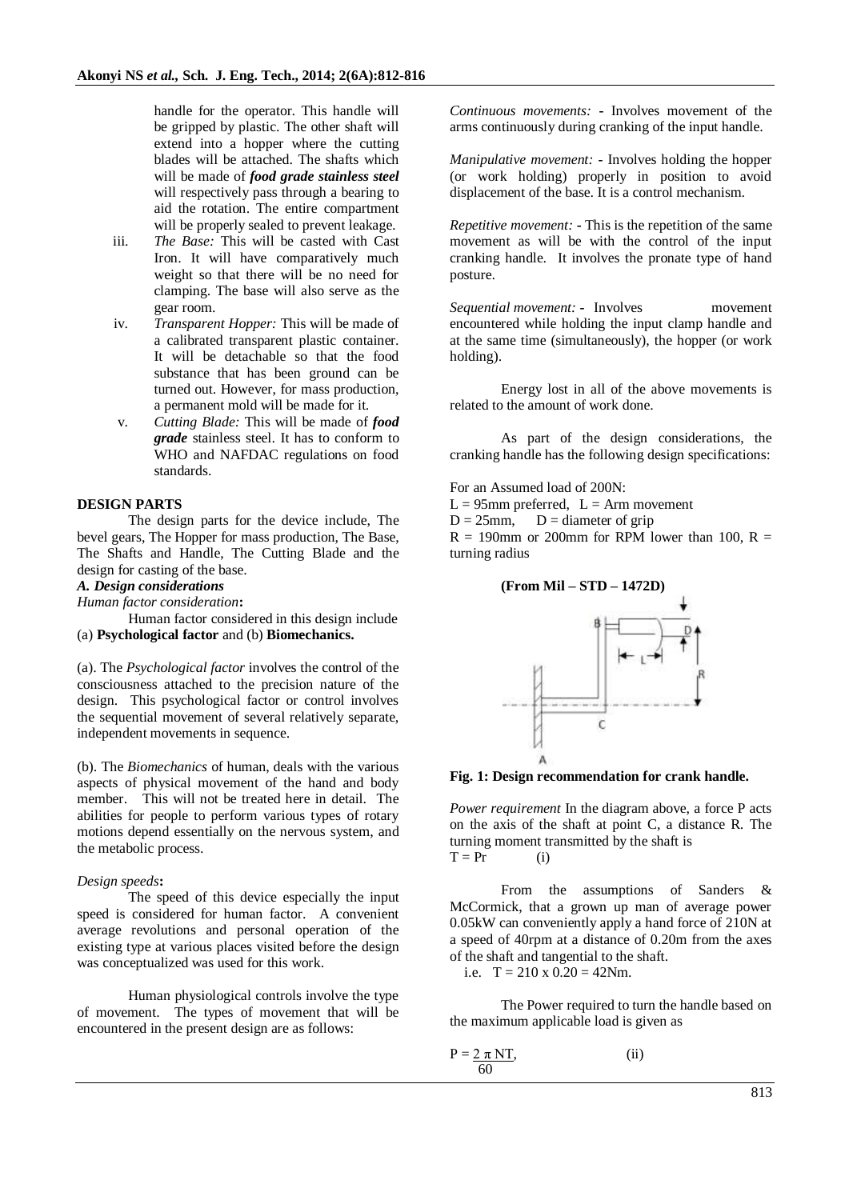handle for the operator. This handle will be gripped by plastic. The other shaft will extend into a hopper where the cutting blades will be attached. The shafts which will be made of ***food grade stainless steel*** will respectively pass through a bearing to aid the rotation. The entire compartment will be properly sealed to prevent leakage.

iii. *The Base:* This will be casted with Cast Iron. It will have comparatively much weight so that there will be no need for clamping. The base will also serve as the gear room.

iv. *Transparent Hopper:* This will be made of a calibrated transparent plastic container. It will be detachable so that the food substance that has been ground can be turned out. However, for mass production, a permanent mold will be made for it.

v. *Cutting Blade:* This will be made of ***food grade*** stainless steel. It has to conform to WHO and NAFDAC regulations on food standards.

## DESIGN PARTS

The design parts for the device include, The bevel gears, The Hopper for mass production, The Base, The Shafts and Handle, The Cutting Blade and the design for casting of the base.

### *A. Design considerations*

*Human factor consideration***:**

Human factor considered in this design include (a) **Psychological factor** and (b) **Biomechanics.**

(a). The *Psychological factor* involves the control of the consciousness attached to the precision nature of the design. This psychological factor or control involves the sequential movement of several relatively separate, independent movements in sequence.

(b). The *Biomechanics* of human, deals with the various aspects of physical movement of the hand and body member. This will not be treated here in detail. The abilities for people to perform various types of rotary motions depend essentially on the nervous system, and the metabolic process.

*Design speeds***:**

The speed of this device especially the input speed is considered for human factor. A convenient average revolutions and personal operation of the existing type at various places visited before the design was conceptualized was used for this work.

Human physiological controls involve the type of movement. The types of movement that will be encountered in the present design are as follows:

*Continuous movements:* **-** Involves movement of the arms continuously during cranking of the input handle.

*Manipulative movement:* **-** Involves holding the hopper (or work holding) properly in position to avoid displacement of the base. It is a control mechanism.

*Repetitive movement:* **-** This is the repetition of the same movement as will be with the control of the input cranking handle. It involves the pronate type of hand posture.

*Sequential movement:* **-** Involves movement encountered while holding the input clamp handle and at the same time (simultaneously), the hopper (or work holding).

Energy lost in all of the above movements is related to the amount of work done.

As part of the design considerations, the cranking handle has the following design specifications:

For an Assumed load of 200N:
L = 95mm preferred, L = Arm movement
D = 25mm, D = diameter of grip
R = 190mm or 200mm for RPM lower than 100, R = turning radius

**(From Mil – STD – 1472D)**

**Fig. 1: Design recommendation for crank handle.**

*Power requirement* In the diagram above, a force P acts on the axis of the shaft at point C, a distance R. The turning moment transmitted by the shaft is

$$T = Pr \qquad \text{(i)}$$

From the assumptions of Sanders & McCormick, that a grown up man of average power 0.05kW can conveniently apply a hand force of 210N at a speed of 40rpm at a distance of 0.20m from the axes of the shaft and tangential to the shaft.

i.e. $T = 210 \times 0.20 = 42\text{Nm}$.

The Power required to turn the handle based on the maximum applicable load is given as

$$P = \frac{2\pi NT}{60}, \qquad \text{(ii)}$$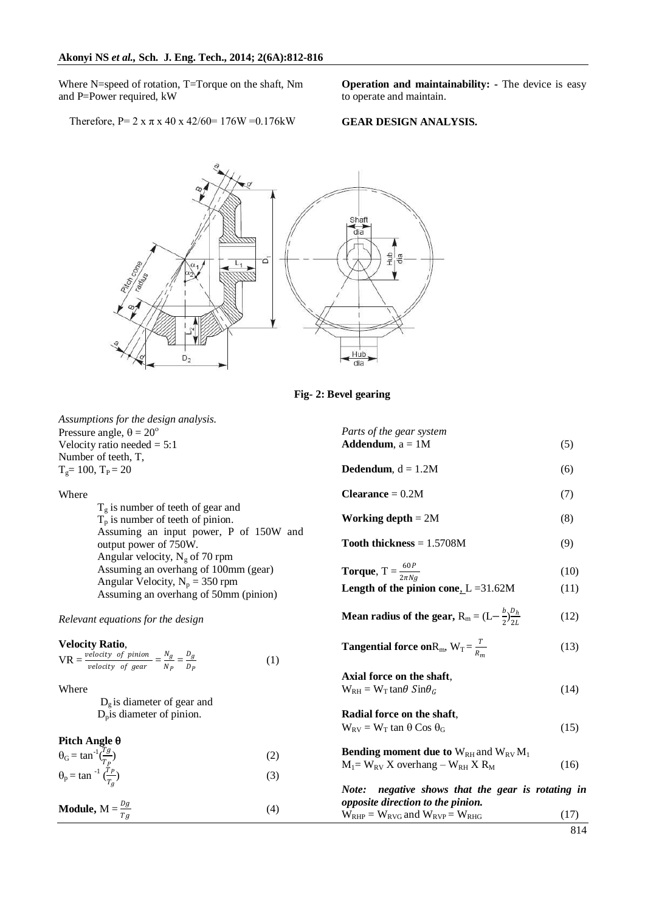Where N=speed of rotation, T=Torque on the shaft, Nm and P=Power required, kW

Therefore, P= 2 x $\pi$ x 40 x 42/60= 176W =0.176kW

**Operation and maintainability: -** The device is easy to operate and maintain.

**GEAR DESIGN ANALYSIS.**

**Fig- 2: Bevel gearing**

*Assumptions for the design analysis.*

Pressure angle, $\theta = 20^{o}$

Velocity ratio needed = 5:1

Number of teeth, T,

$T_g$= 100, $T_P$ = 20

Where

$T_g$ is number of teeth of gear and
$T_p$ is number of teeth of pinion.
Assuming an input power, P of 150W and output power of 750W.
Angular velocity, $N_g$ of 70 rpm
Assuming an overhang of 100mm (gear)
Angular Velocity, $N_p$ = 350 rpm
Assuming an overhang of 50mm (pinion)

*Relevant equations for the design*

**Velocity Ratio**,

$$VR = \frac{velocity\ \ of\ \ pinion}{velocity\ \ of\ \ gear} = \frac{N_g}{N_P} = \frac{D_g}{D_P} \quad (1)$$

Where

$D_g$ is diameter of gear and
$D_p$ is diameter of pinion.

**Pitch Angle $\theta$**

$$\theta_G = \tan^{-1}(\frac{Tg}{T_p}) \quad (2)$$

$$\theta_p = \tan^{-1}(\frac{T_P}{T_g}) \quad (3)$$

$$\textbf{Module, } M = \frac{Dg}{Tg} \quad (4)$$

*Parts of the gear system*

**Addendum**, a = 1M (5)

**Dedendum**, d = 1.2M (6)

**Clearance** = 0.2M (7)

**Working depth** = 2M (8)

**Tooth thickness** = 1.5708M (9)

$$\textbf{Torque, } T = \frac{60P}{2\pi Ng} \quad (10)$$

**Length of the pinion cone**, L =31.62M (11)

$$\textbf{Mean radius of the gear, } R_m = (L - \frac{b}{2})\frac{D_h}{2L} \quad (12)$$

$$\textbf{Tangential force on } R_m,\ W_T = \frac{T}{R_m} \quad (13)$$

**Axial force on the shaft**,

$$W_{RH} = W_T \tan\theta\ Sin\theta_G \quad (14)$$

**Radial force on the shaft**,

$$W_{RV} = W_T \tan\theta \cos\theta_G \quad (15)$$

**Bending moment due to** $W_{RH}$ and $W_{RV}$ $M_1$

$$M_1 = W_{RV} \text{ X overhang} - W_{RH} \text{ X } R_M \quad (16)$$

***Note: negative shows that the gear is rotating in opposite direction to the pinion.***

$$W_{RHP} = W_{RVG} \text{ and } W_{RVP} = W_{RHG} \quad (17)$$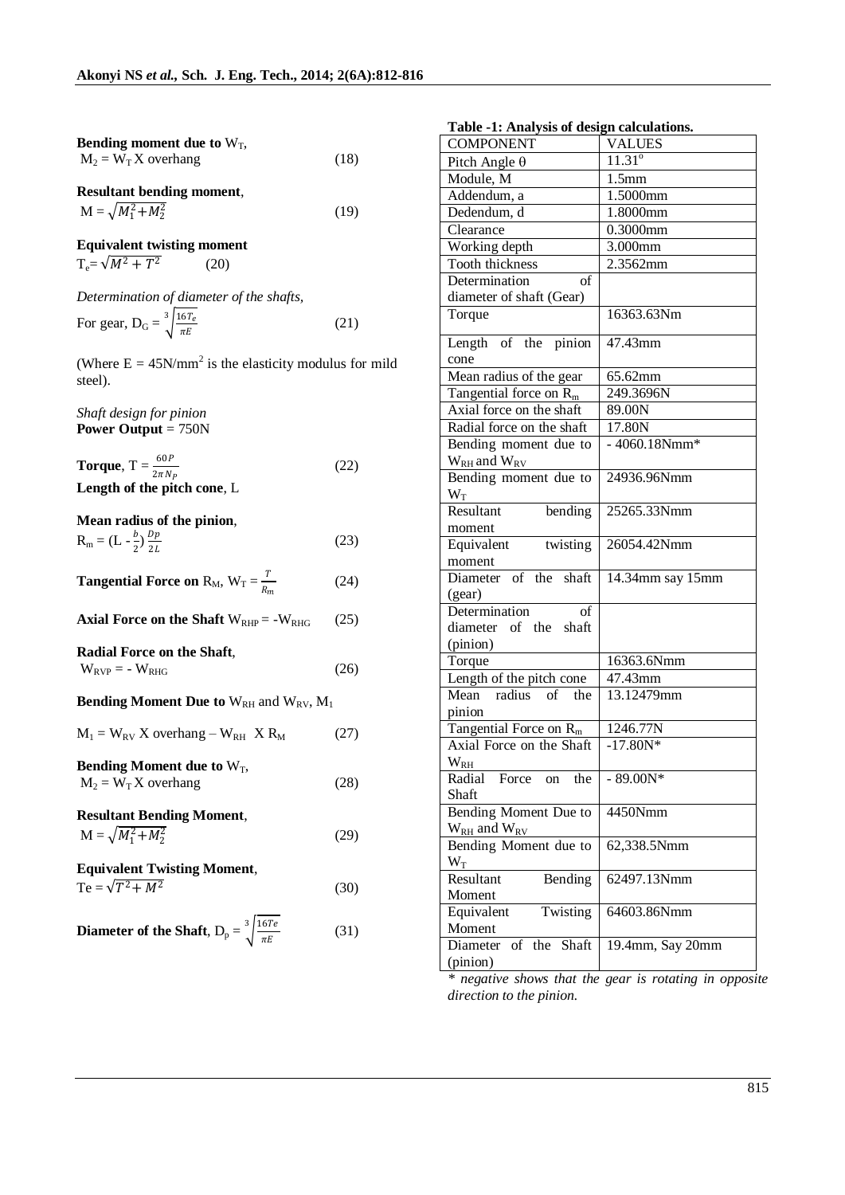**Bending moment due to** $W_T$,
$M_2 = W_T$ X overhang (18)

**Resultant bending moment**,
$M = \sqrt{M_1^2 + M_2^2}$ (19)

**Equivalent twisting moment**
$T_e = \sqrt{M^2 + T^2}$ (20)

*Determination of diameter of the shafts,*

For gear, $D_G = \sqrt[3]{\frac{16T_e}{\pi E}}$ (21)

(Where $E = 45N/mm^2$ is the elasticity modulus for mild steel).

*Shaft design for pinion*
**Power Output** = 750N

**Torque**, $T = \frac{60P}{2\pi N_P}$ (22)
**Length of the pitch cone**, L

**Mean radius of the pinion**,
$R_m = (L - \frac{b}{2})\frac{Dp}{2L}$ (23)

**Tangential Force on** $R_M$, $W_T = \frac{T}{R_m}$ (24)

**Axial Force on the Shaft** $W_{RHP} = -W_{RHG}$ (25)

**Radial Force on the Shaft**,
$W_{RVP} = -W_{RHG}$ (26)

**Bending Moment Due to** $W_{RH}$ **and** $W_{RV}$, $M_1$

$M_1 = W_{RV}$ X overhang – $W_{RH}$ X $R_M$ (27)

**Bending Moment due to** $W_T$,
$M_2 = W_T$ X overhang (28)

**Resultant Bending Moment**,
$M = \sqrt{M_1^2 + M_2^2}$ (29)

**Equivalent Twisting Moment**,
$Te = \sqrt{T^2 + M^2}$ (30)

**Diameter of the Shaft**, $D_p = \sqrt[3]{\frac{16Te}{\pi E}}$ (31)

**Table -1: Analysis of design calculations.**

| COMPONENT | VALUES |
|---|---|
| Pitch Angle θ | 11.31° |
| Module, M | 1.5mm |
| Addendum, a | 1.5000mm |
| Dedendum, d | 1.8000mm |
| Clearance | 0.3000mm |
| Working depth | 3.000mm |
| Tooth thickness | 2.3562mm |
| Determination of diameter of shaft (Gear) | |
| Torque | 16363.63Nm |
| Length of the pinion cone | 47.43mm |
| Mean radius of the gear | 65.62mm |
| Tangential force on $R_m$ | 249.3696N |
| Axial force on the shaft | 89.00N |
| Radial force on the shaft | 17.80N |
| Bending moment due to $W_{RH}$ and $W_{RV}$ | - 4060.18Nmm* |
| Bending moment due to $W_T$ | 24936.96Nmm |
| Resultant bending moment | 25265.33Nmm |
| Equivalent twisting moment | 26054.42Nmm |
| Diameter of the shaft (gear) | 14.34mm say 15mm |
| Determination of diameter of the shaft (pinion) | |
| Torque | 16363.6Nmm |
| Length of the pitch cone | 47.43mm |
| Mean radius of the pinion | 13.12479mm |
| Tangential Force on $R_m$ | 1246.77N |
| Axial Force on the Shaft $W_{RH}$ | -17.80N* |
| Radial Force on the Shaft | - 89.00N* |
| Bending Moment Due to $W_{RH}$ and $W_{RV}$ | 4450Nmm |
| Bending Moment due to $W_T$ | 62,338.5Nmm |
| Resultant Bending Moment | 62497.13Nmm |
| Equivalent Twisting Moment | 64603.86Nmm |
| Diameter of the Shaft (pinion) | 19.4mm, Say 20mm |

*\* negative shows that the gear is rotating in opposite direction to the pinion.*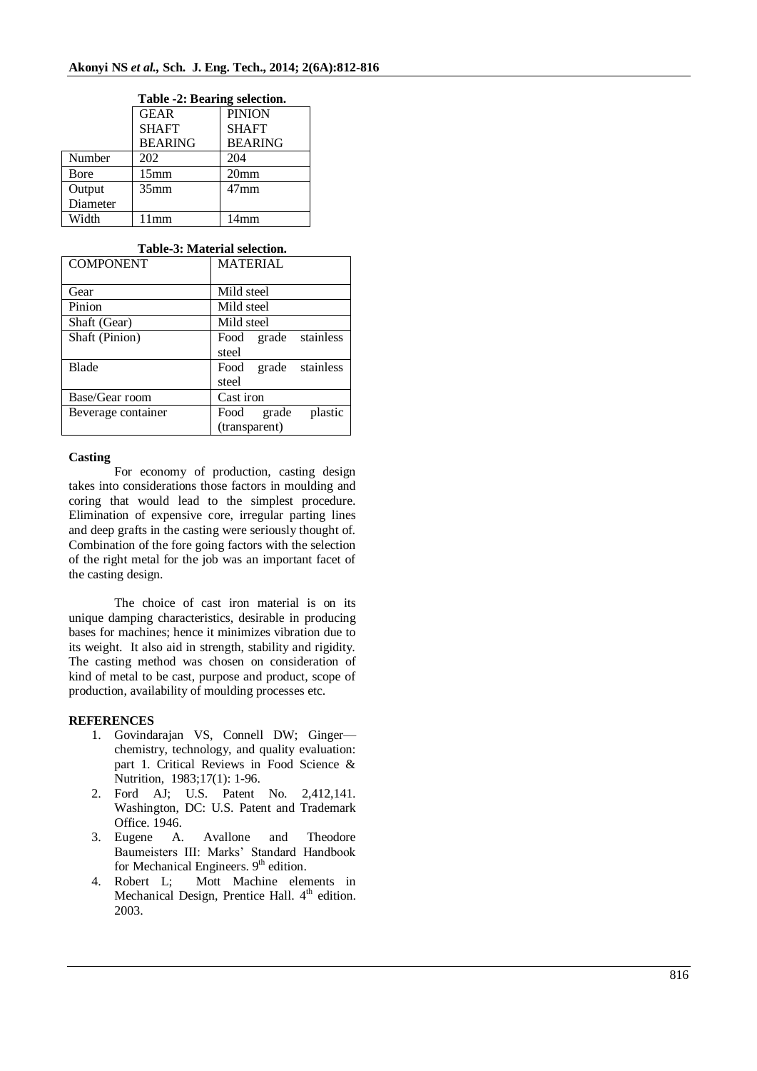**Table -2: Bearing selection.**

| | GEAR SHAFT BEARING | PINION SHAFT BEARING |
|---|---|---|
| Number | 202 | 204 |
| Bore | 15mm | 20mm |
| Output Diameter | 35mm | 47mm |
| Width | 11mm | 14mm |

**Table-3: Material selection.**

| COMPONENT | MATERIAL |
|---|---|
| Gear | Mild steel |
| Pinion | Mild steel |
| Shaft (Gear) | Mild steel |
| Shaft (Pinion) | Food grade stainless steel |
| Blade | Food grade stainless steel |
| Base/Gear room | Cast iron |
| Beverage container | Food grade plastic (transparent) |

**Casting**

For economy of production, casting design takes into considerations those factors in moulding and coring that would lead to the simplest procedure. Elimination of expensive core, irregular parting lines and deep grafts in the casting were seriously thought of. Combination of the fore going factors with the selection of the right metal for the job was an important facet of the casting design.

The choice of cast iron material is on its unique damping characteristics, desirable in producing bases for machines; hence it minimizes vibration due to its weight. It also aid in strength, stability and rigidity. The casting method was chosen on consideration of kind of metal to be cast, purpose and product, scope of production, availability of moulding processes etc.

**REFERENCES**

1. Govindarajan VS, Connell DW; Ginger—chemistry, technology, and quality evaluation: part 1. Critical Reviews in Food Science & Nutrition, 1983;17(1): 1-96.
2. Ford AJ; U.S. Patent No. 2,412,141. Washington, DC: U.S. Patent and Trademark Office. 1946.
3. Eugene A. Avallone and Theodore Baumeisters III: Marks' Standard Handbook for Mechanical Engineers. 9th edition.
4. Robert L; Mott Machine elements in Mechanical Design, Prentice Hall. 4th edition. 2003.